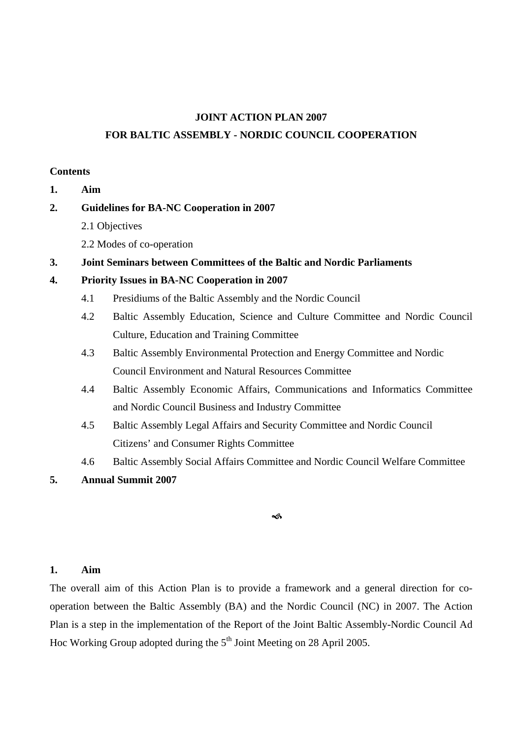# JOINT ACTION PLAN 2007
# FOR BALTIC ASSEMBLY - NORDIC COUNCIL COOPERATION

**Contents**

**1. Aim**

**2. Guidelines for BA-NC Cooperation in 2007**

- 2.1 Objectives
- 2.2 Modes of co-operation

**3. Joint Seminars between Committees of the Baltic and Nordic Parliaments**

**4. Priority Issues in BA-NC Cooperation in 2007**

- 4.1 Presidiums of the Baltic Assembly and the Nordic Council
- 4.2 Baltic Assembly Education, Science and Culture Committee and Nordic Council Culture, Education and Training Committee
- 4.3 Baltic Assembly Environmental Protection and Energy Committee and Nordic Council Environment and Natural Resources Committee
- 4.4 Baltic Assembly Economic Affairs, Communications and Informatics Committee and Nordic Council Business and Industry Committee
- 4.5 Baltic Assembly Legal Affairs and Security Committee and Nordic Council Citizens' and Consumer Rights Committee
- 4.6 Baltic Assembly Social Affairs Committee and Nordic Council Welfare Committee

**5. Annual Summit 2007**

## 1. Aim

The overall aim of this Action Plan is to provide a framework and a general direction for co-operation between the Baltic Assembly (BA) and the Nordic Council (NC) in 2007. The Action Plan is a step in the implementation of the Report of the Joint Baltic Assembly-Nordic Council Ad Hoc Working Group adopted during the 5th Joint Meeting on 28 April 2005.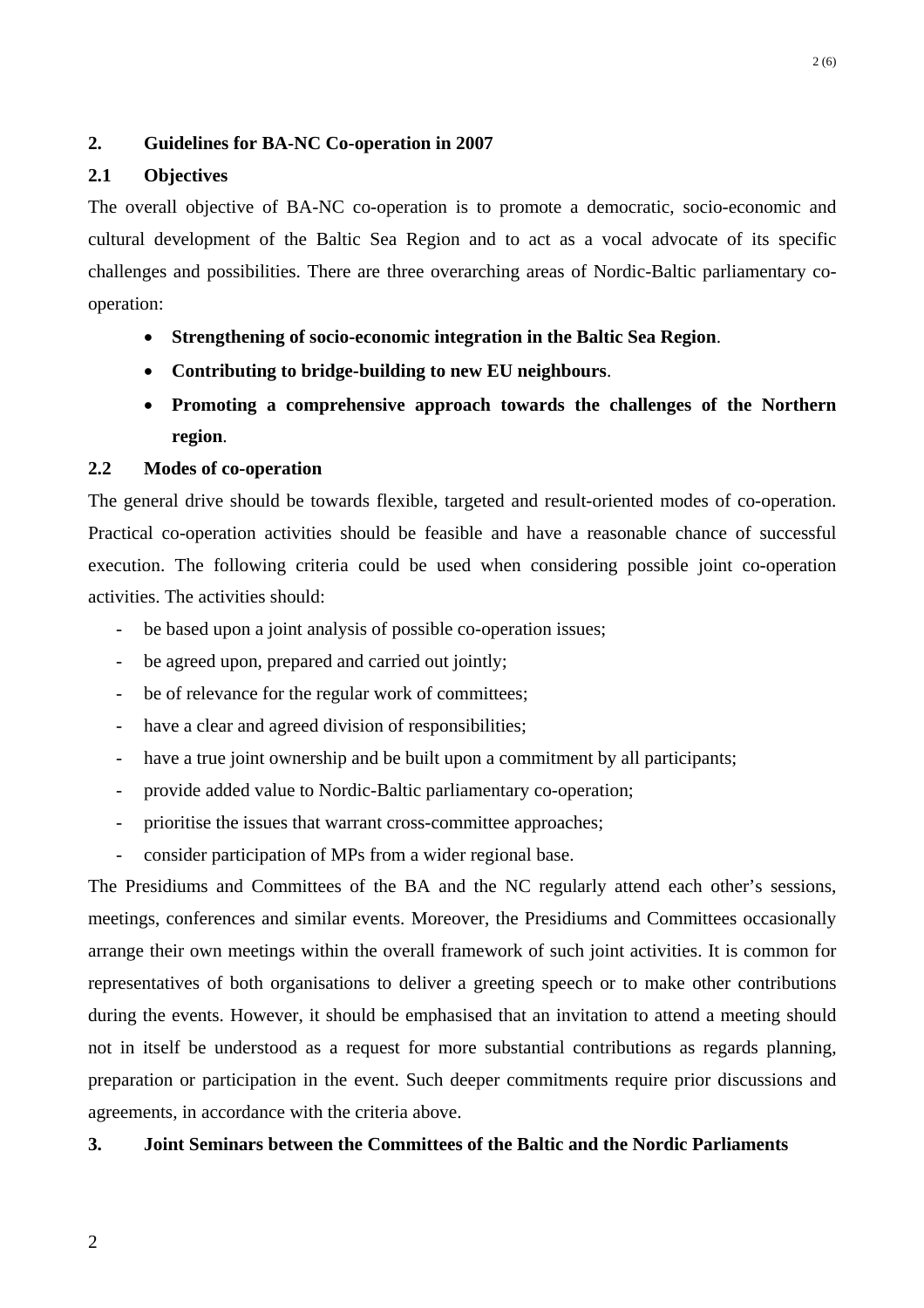## 2. Guidelines for BA-NC Co-operation in 2007

### 2.1 Objectives

The overall objective of BA-NC co-operation is to promote a democratic, socio-economic and cultural development of the Baltic Sea Region and to act as a vocal advocate of its specific challenges and possibilities. There are three overarching areas of Nordic-Baltic parliamentary co-operation:

- **Strengthening of socio-economic integration in the Baltic Sea Region**.
- **Contributing to bridge-building to new EU neighbours**.
- **Promoting a comprehensive approach towards the challenges of the Northern region**.

### 2.2 Modes of co-operation

The general drive should be towards flexible, targeted and result-oriented modes of co-operation. Practical co-operation activities should be feasible and have a reasonable chance of successful execution. The following criteria could be used when considering possible joint co-operation activities. The activities should:

- be based upon a joint analysis of possible co-operation issues;
- be agreed upon, prepared and carried out jointly;
- be of relevance for the regular work of committees;
- have a clear and agreed division of responsibilities;
- have a true joint ownership and be built upon a commitment by all participants;
- provide added value to Nordic-Baltic parliamentary co-operation;
- prioritise the issues that warrant cross-committee approaches;
- consider participation of MPs from a wider regional base.

The Presidiums and Committees of the BA and the NC regularly attend each other's sessions, meetings, conferences and similar events. Moreover, the Presidiums and Committees occasionally arrange their own meetings within the overall framework of such joint activities. It is common for representatives of both organisations to deliver a greeting speech or to make other contributions during the events. However, it should be emphasised that an invitation to attend a meeting should not in itself be understood as a request for more substantial contributions as regards planning, preparation or participation in the event. Such deeper commitments require prior discussions and agreements, in accordance with the criteria above.

## 3. Joint Seminars between the Committees of the Baltic and the Nordic Parliaments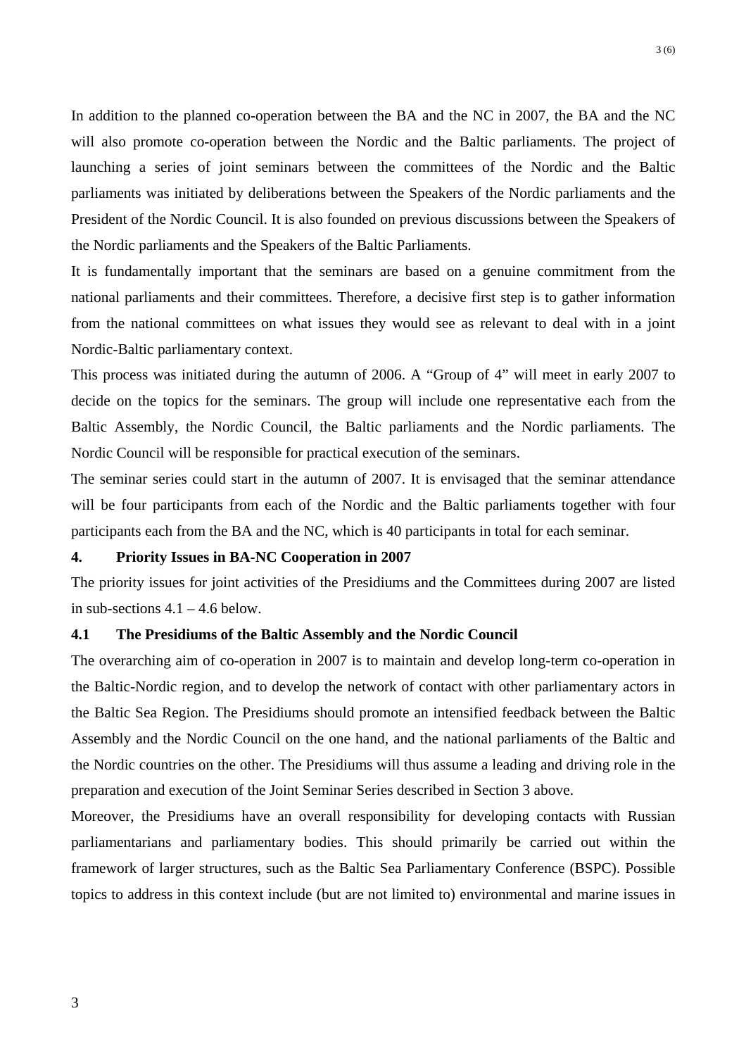In addition to the planned co-operation between the BA and the NC in 2007, the BA and the NC will also promote co-operation between the Nordic and the Baltic parliaments. The project of launching a series of joint seminars between the committees of the Nordic and the Baltic parliaments was initiated by deliberations between the Speakers of the Nordic parliaments and the President of the Nordic Council. It is also founded on previous discussions between the Speakers of the Nordic parliaments and the Speakers of the Baltic Parliaments.

It is fundamentally important that the seminars are based on a genuine commitment from the national parliaments and their committees. Therefore, a decisive first step is to gather information from the national committees on what issues they would see as relevant to deal with in a joint Nordic-Baltic parliamentary context.

This process was initiated during the autumn of 2006. A "Group of 4" will meet in early 2007 to decide on the topics for the seminars. The group will include one representative each from the Baltic Assembly, the Nordic Council, the Baltic parliaments and the Nordic parliaments. The Nordic Council will be responsible for practical execution of the seminars.

The seminar series could start in the autumn of 2007. It is envisaged that the seminar attendance will be four participants from each of the Nordic and the Baltic parliaments together with four participants each from the BA and the NC, which is 40 participants in total for each seminar.

## 4. Priority Issues in BA-NC Cooperation in 2007

The priority issues for joint activities of the Presidiums and the Committees during 2007 are listed in sub-sections 4.1 – 4.6 below.

### 4.1 The Presidiums of the Baltic Assembly and the Nordic Council

The overarching aim of co-operation in 2007 is to maintain and develop long-term co-operation in the Baltic-Nordic region, and to develop the network of contact with other parliamentary actors in the Baltic Sea Region. The Presidiums should promote an intensified feedback between the Baltic Assembly and the Nordic Council on the one hand, and the national parliaments of the Baltic and the Nordic countries on the other. The Presidiums will thus assume a leading and driving role in the preparation and execution of the Joint Seminar Series described in Section 3 above.

Moreover, the Presidiums have an overall responsibility for developing contacts with Russian parliamentarians and parliamentary bodies. This should primarily be carried out within the framework of larger structures, such as the Baltic Sea Parliamentary Conference (BSPC). Possible topics to address in this context include (but are not limited to) environmental and marine issues in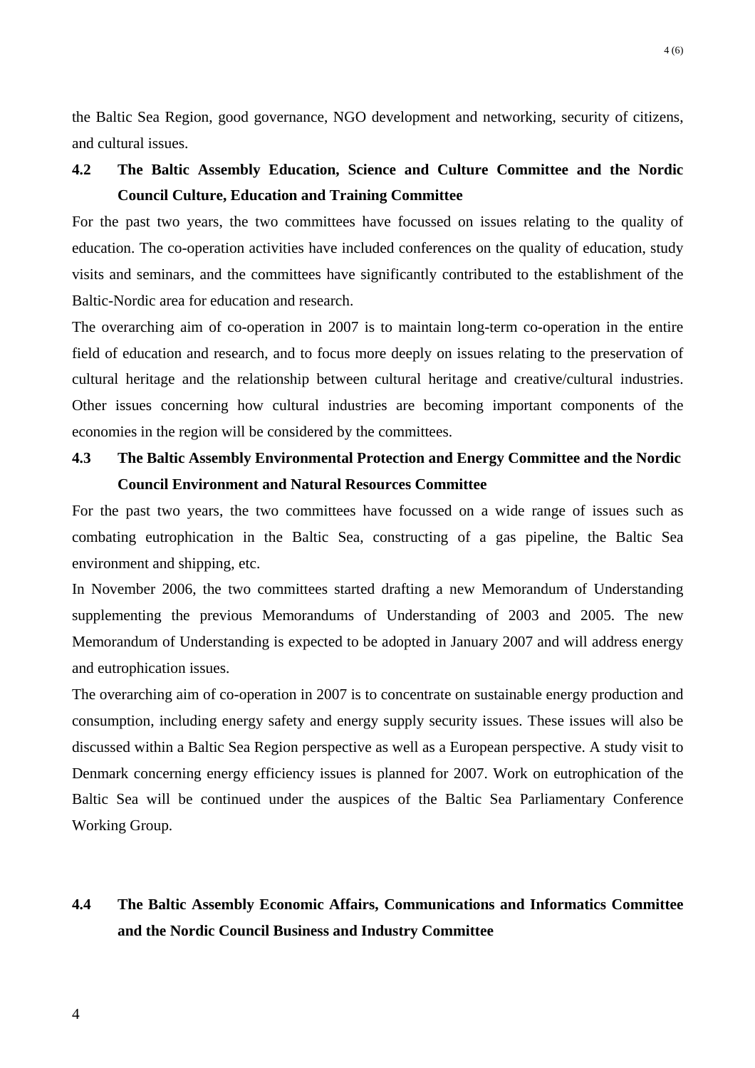the Baltic Sea Region, good governance, NGO development and networking, security of citizens, and cultural issues.

### 4.2 The Baltic Assembly Education, Science and Culture Committee and the Nordic Council Culture, Education and Training Committee

For the past two years, the two committees have focussed on issues relating to the quality of education. The co-operation activities have included conferences on the quality of education, study visits and seminars, and the committees have significantly contributed to the establishment of the Baltic-Nordic area for education and research.

The overarching aim of co-operation in 2007 is to maintain long-term co-operation in the entire field of education and research, and to focus more deeply on issues relating to the preservation of cultural heritage and the relationship between cultural heritage and creative/cultural industries. Other issues concerning how cultural industries are becoming important components of the economies in the region will be considered by the committees.

### 4.3 The Baltic Assembly Environmental Protection and Energy Committee and the Nordic Council Environment and Natural Resources Committee

For the past two years, the two committees have focussed on a wide range of issues such as combating eutrophication in the Baltic Sea, constructing of a gas pipeline, the Baltic Sea environment and shipping, etc.

In November 2006, the two committees started drafting a new Memorandum of Understanding supplementing the previous Memorandums of Understanding of 2003 and 2005. The new Memorandum of Understanding is expected to be adopted in January 2007 and will address energy and eutrophication issues.

The overarching aim of co-operation in 2007 is to concentrate on sustainable energy production and consumption, including energy safety and energy supply security issues. These issues will also be discussed within a Baltic Sea Region perspective as well as a European perspective. A study visit to Denmark concerning energy efficiency issues is planned for 2007. Work on eutrophication of the Baltic Sea will be continued under the auspices of the Baltic Sea Parliamentary Conference Working Group.

### 4.4 The Baltic Assembly Economic Affairs, Communications and Informatics Committee and the Nordic Council Business and Industry Committee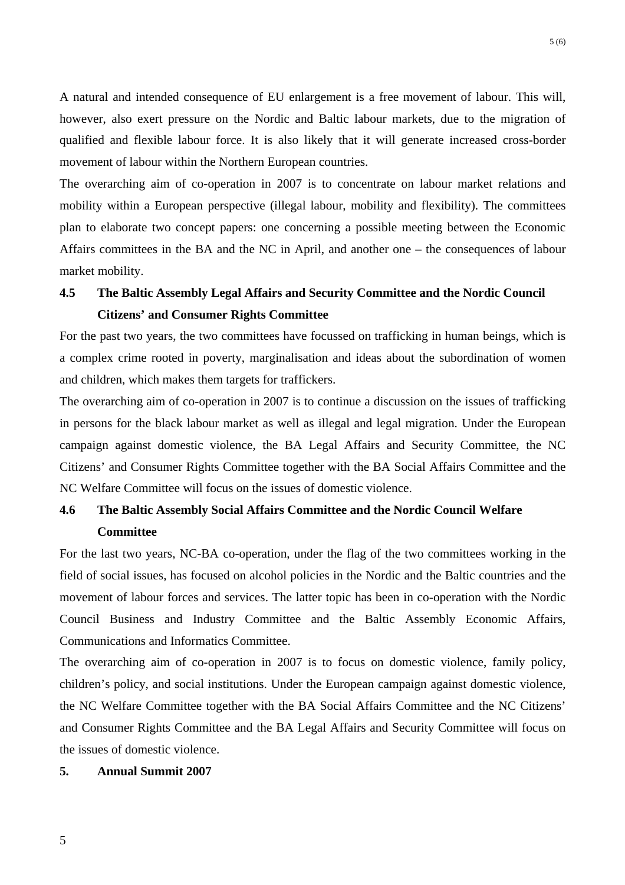A natural and intended consequence of EU enlargement is a free movement of labour. This will, however, also exert pressure on the Nordic and Baltic labour markets, due to the migration of qualified and flexible labour force. It is also likely that it will generate increased cross-border movement of labour within the Northern European countries.

The overarching aim of co-operation in 2007 is to concentrate on labour market relations and mobility within a European perspective (illegal labour, mobility and flexibility). The committees plan to elaborate two concept papers: one concerning a possible meeting between the Economic Affairs committees in the BA and the NC in April, and another one – the consequences of labour market mobility.

### 4.5 The Baltic Assembly Legal Affairs and Security Committee and the Nordic Council Citizens' and Consumer Rights Committee

For the past two years, the two committees have focussed on trafficking in human beings, which is a complex crime rooted in poverty, marginalisation and ideas about the subordination of women and children, which makes them targets for traffickers.

The overarching aim of co-operation in 2007 is to continue a discussion on the issues of trafficking in persons for the black labour market as well as illegal and legal migration. Under the European campaign against domestic violence, the BA Legal Affairs and Security Committee, the NC Citizens' and Consumer Rights Committee together with the BA Social Affairs Committee and the NC Welfare Committee will focus on the issues of domestic violence.

### 4.6 The Baltic Assembly Social Affairs Committee and the Nordic Council Welfare Committee

For the last two years, NC-BA co-operation, under the flag of the two committees working in the field of social issues, has focused on alcohol policies in the Nordic and the Baltic countries and the movement of labour forces and services. The latter topic has been in co-operation with the Nordic Council Business and Industry Committee and the Baltic Assembly Economic Affairs, Communications and Informatics Committee.

The overarching aim of co-operation in 2007 is to focus on domestic violence, family policy, children's policy, and social institutions. Under the European campaign against domestic violence, the NC Welfare Committee together with the BA Social Affairs Committee and the NC Citizens' and Consumer Rights Committee and the BA Legal Affairs and Security Committee will focus on the issues of domestic violence.

## 5. Annual Summit 2007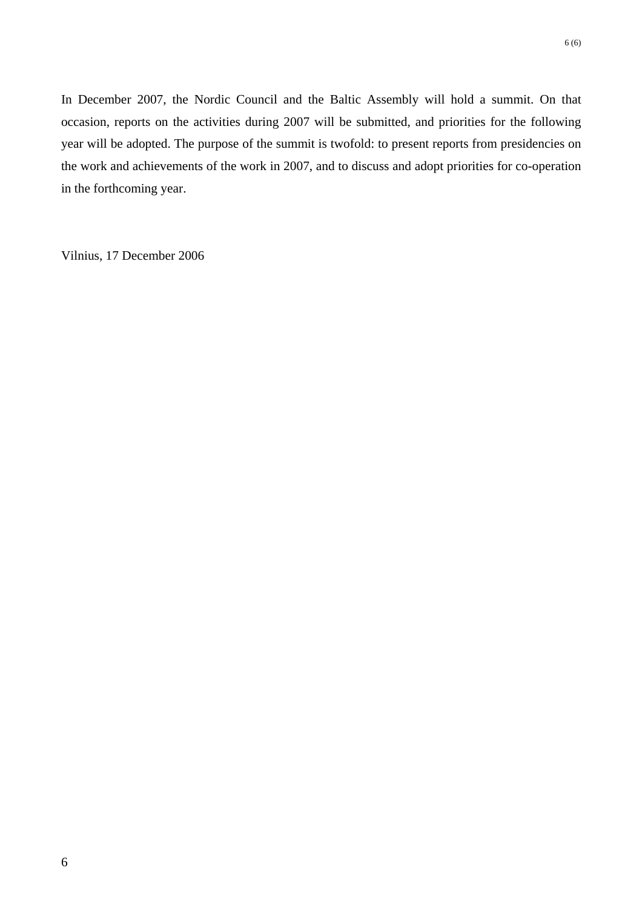In December 2007, the Nordic Council and the Baltic Assembly will hold a summit. On that occasion, reports on the activities during 2007 will be submitted, and priorities for the following year will be adopted. The purpose of the summit is twofold: to present reports from presidencies on the work and achievements of the work in 2007, and to discuss and adopt priorities for co-operation in the forthcoming year.

Vilnius, 17 December 2006